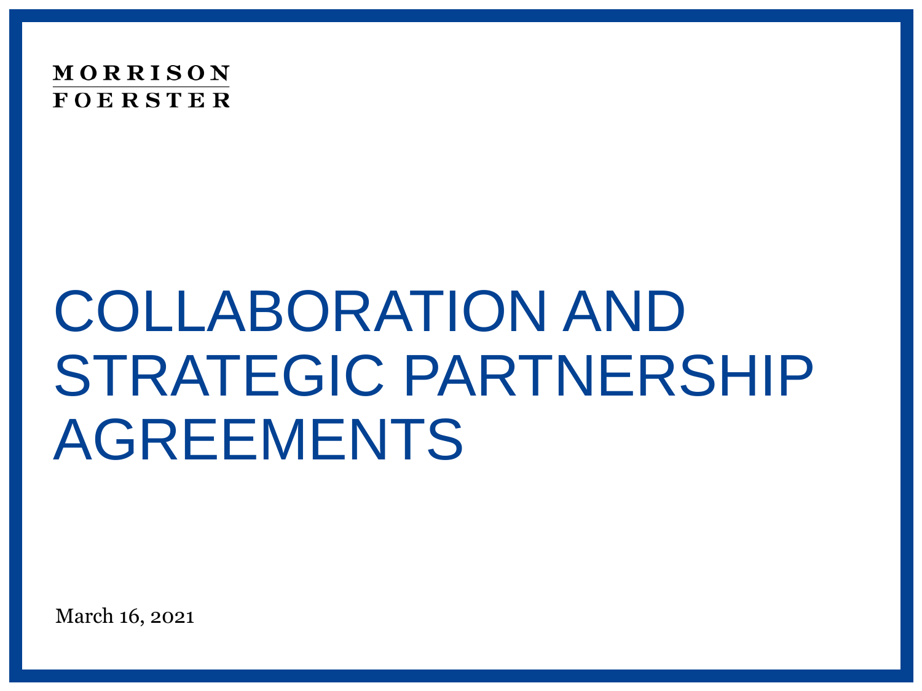MORRISON FOERSTER

# COLLABORATION AND STRATEGIC PARTNERSHIP AGREEMENTS

March 16, 2021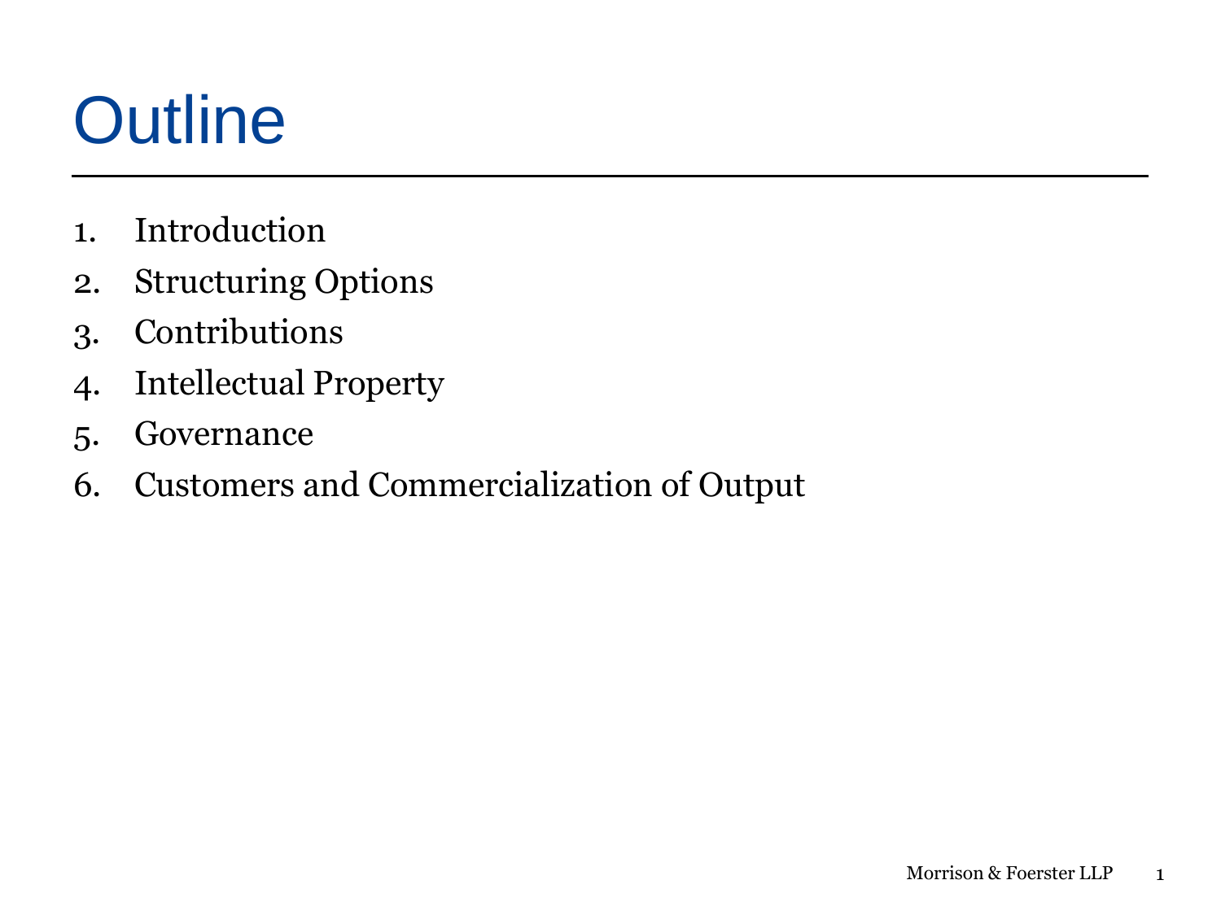# Outline

1. Introduction
2. Structuring Options
3. Contributions
4. Intellectual Property
5. Governance
6. Customers and Commercialization of Output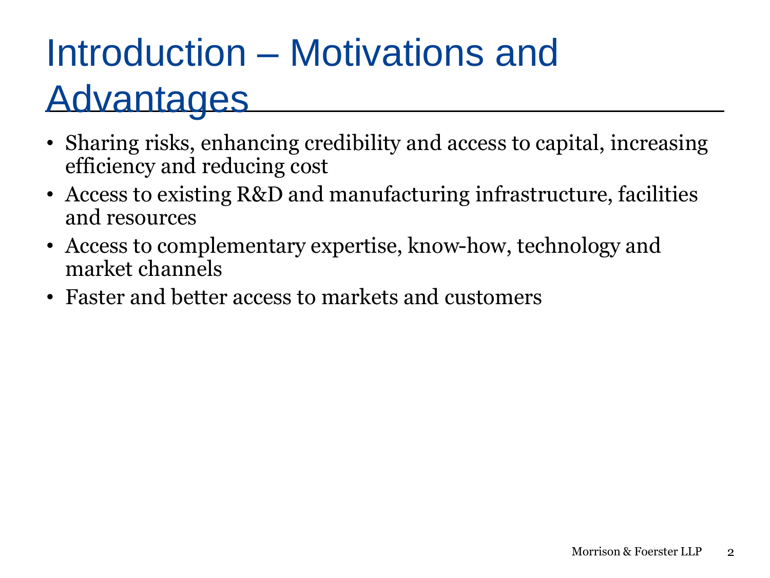# Introduction – Motivations and Advantages

- Sharing risks, enhancing credibility and access to capital, increasing efficiency and reducing cost
- Access to existing R&D and manufacturing infrastructure, facilities and resources
- Access to complementary expertise, know-how, technology and market channels
- Faster and better access to markets and customers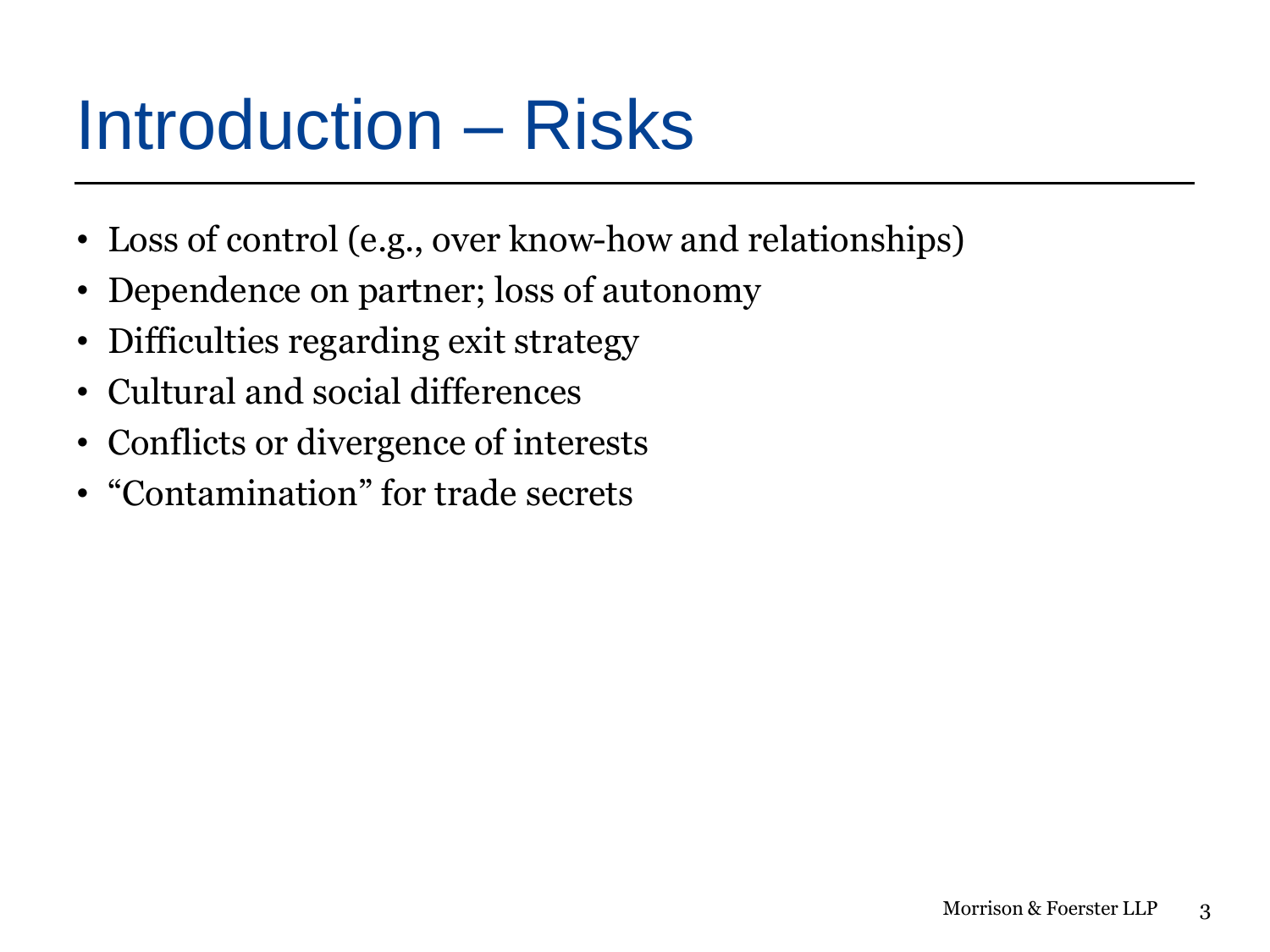# Introduction – Risks

- Loss of control (e.g., over know-how and relationships)
- Dependence on partner; loss of autonomy
- Difficulties regarding exit strategy
- Cultural and social differences
- Conflicts or divergence of interests
- "Contamination" for trade secrets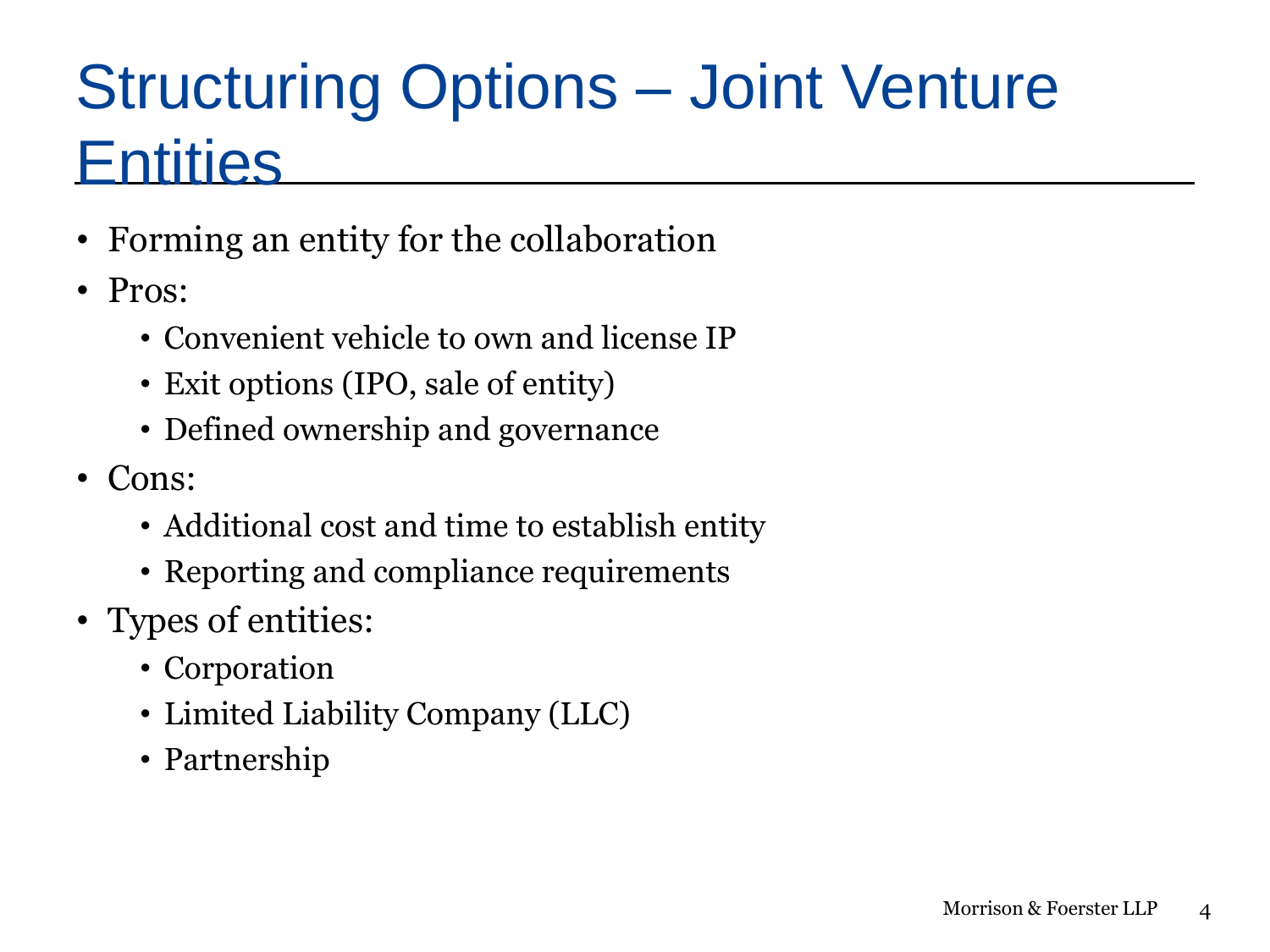# Structuring Options – Joint Venture Entities

- Forming an entity for the collaboration
- Pros:
  - Convenient vehicle to own and license IP
  - Exit options (IPO, sale of entity)
  - Defined ownership and governance
- Cons:
  - Additional cost and time to establish entity
  - Reporting and compliance requirements
- Types of entities:
  - Corporation
  - Limited Liability Company (LLC)
  - Partnership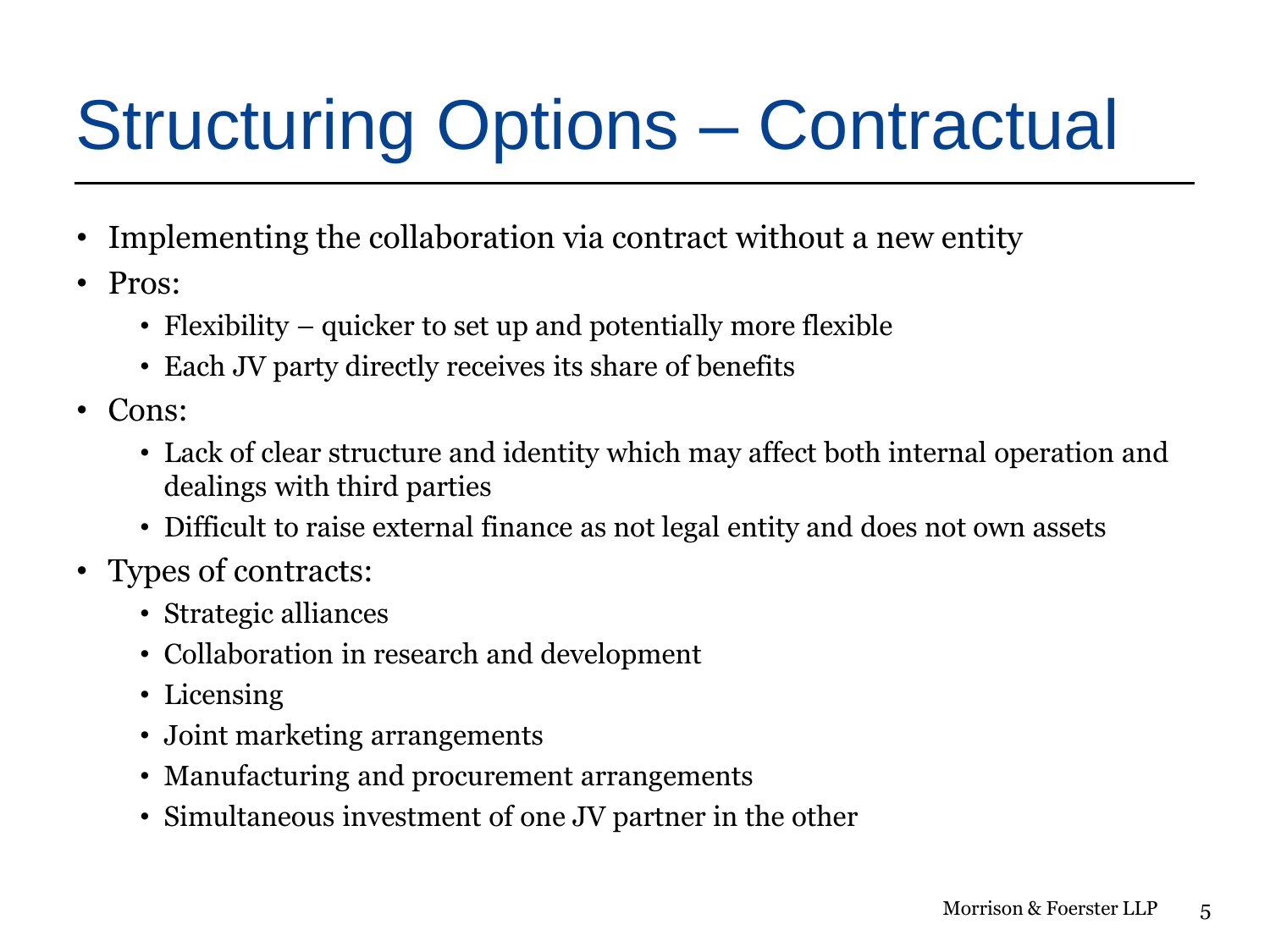# Structuring Options – Contractual

- Implementing the collaboration via contract without a new entity
- Pros:
  - Flexibility – quicker to set up and potentially more flexible
  - Each JV party directly receives its share of benefits
- Cons:
  - Lack of clear structure and identity which may affect both internal operation and dealings with third parties
  - Difficult to raise external finance as not legal entity and does not own assets
- Types of contracts:
  - Strategic alliances
  - Collaboration in research and development
  - Licensing
  - Joint marketing arrangements
  - Manufacturing and procurement arrangements
  - Simultaneous investment of one JV partner in the other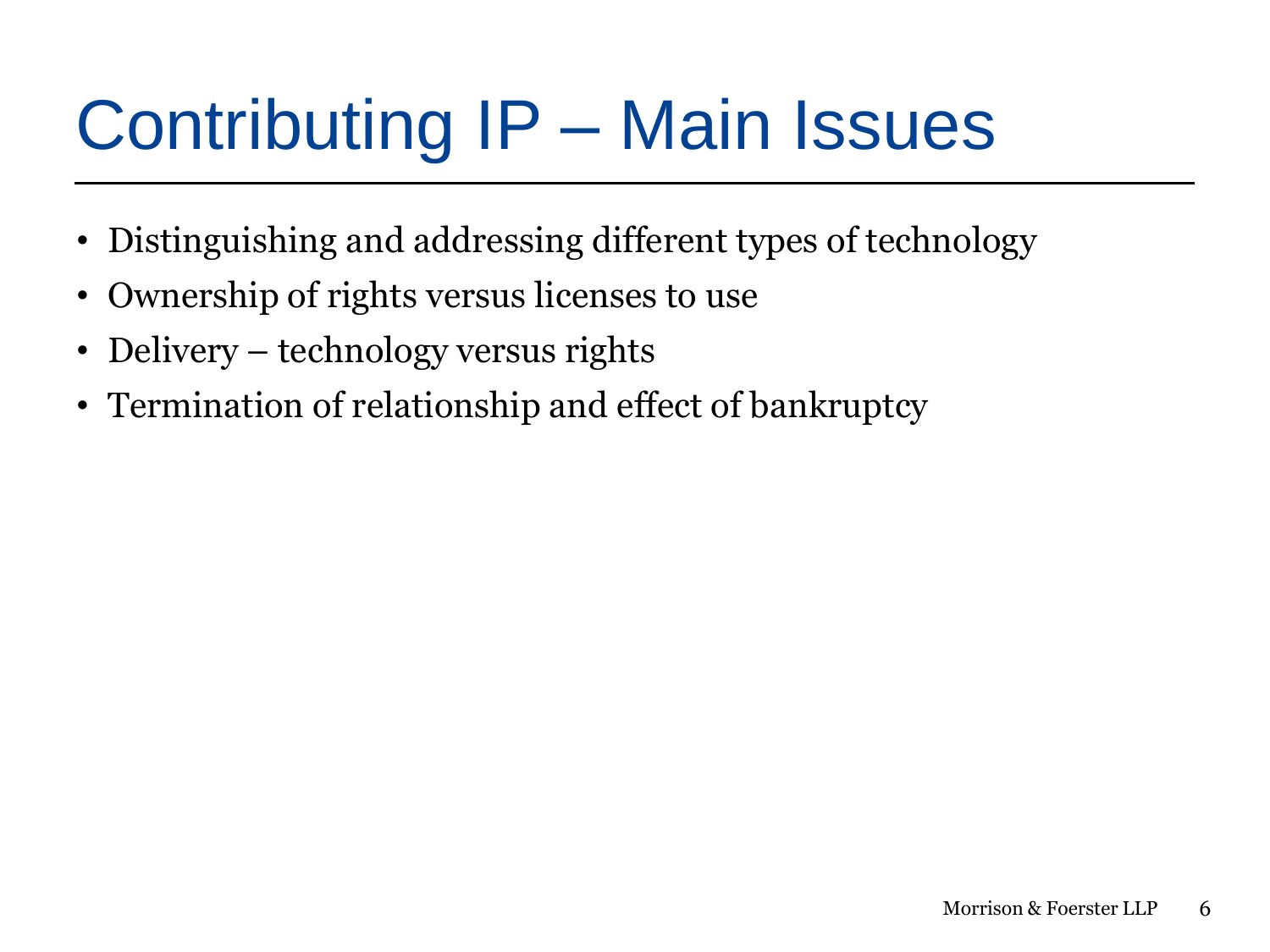# Contributing IP – Main Issues

- Distinguishing and addressing different types of technology
- Ownership of rights versus licenses to use
- Delivery – technology versus rights
- Termination of relationship and effect of bankruptcy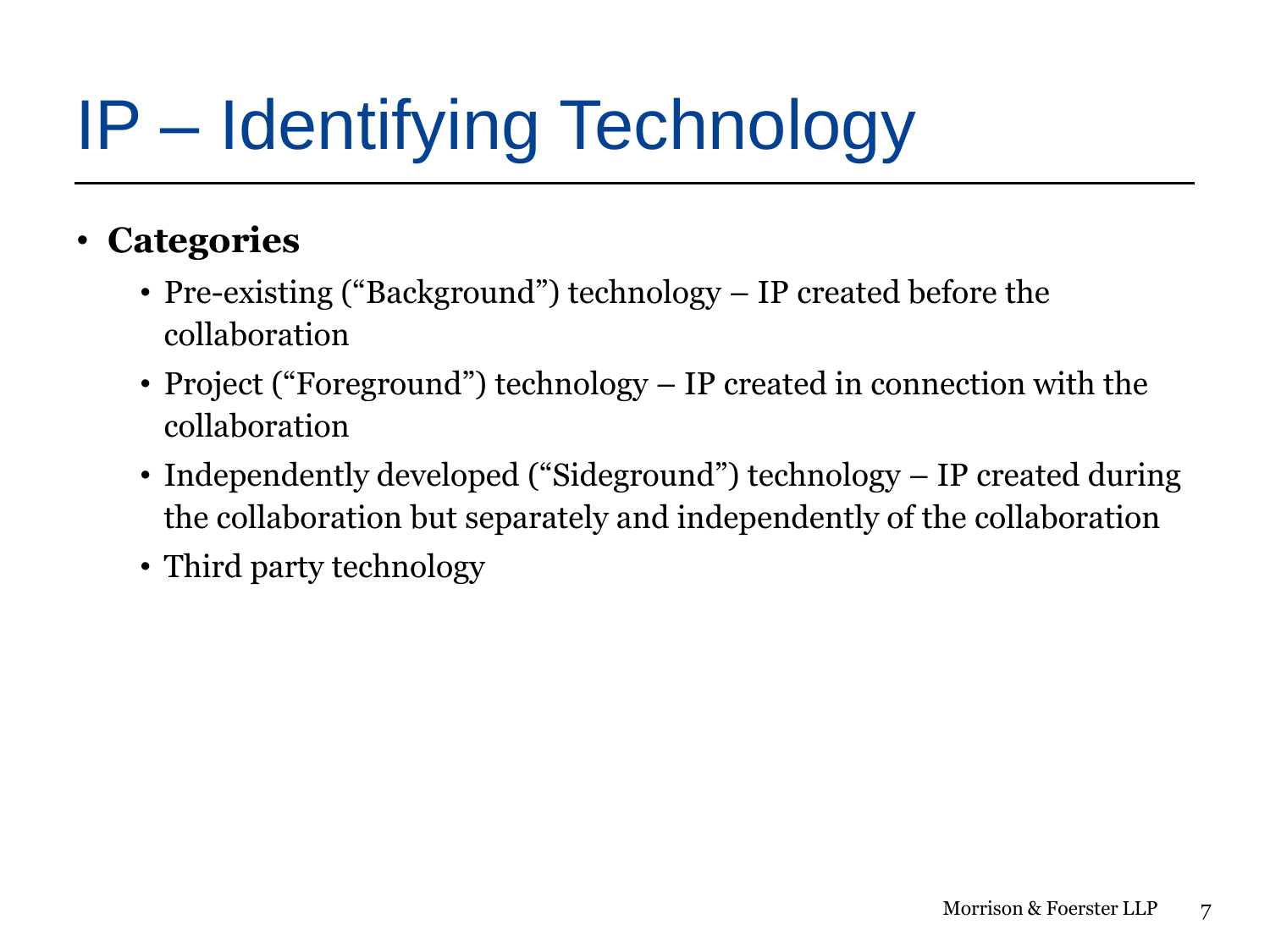# IP – Identifying Technology

- **Categories**
  - Pre-existing (“Background”) technology – IP created before the collaboration
  - Project (“Foreground”) technology – IP created in connection with the collaboration
  - Independently developed (“Sideground”) technology – IP created during the collaboration but separately and independently of the collaboration
  - Third party technology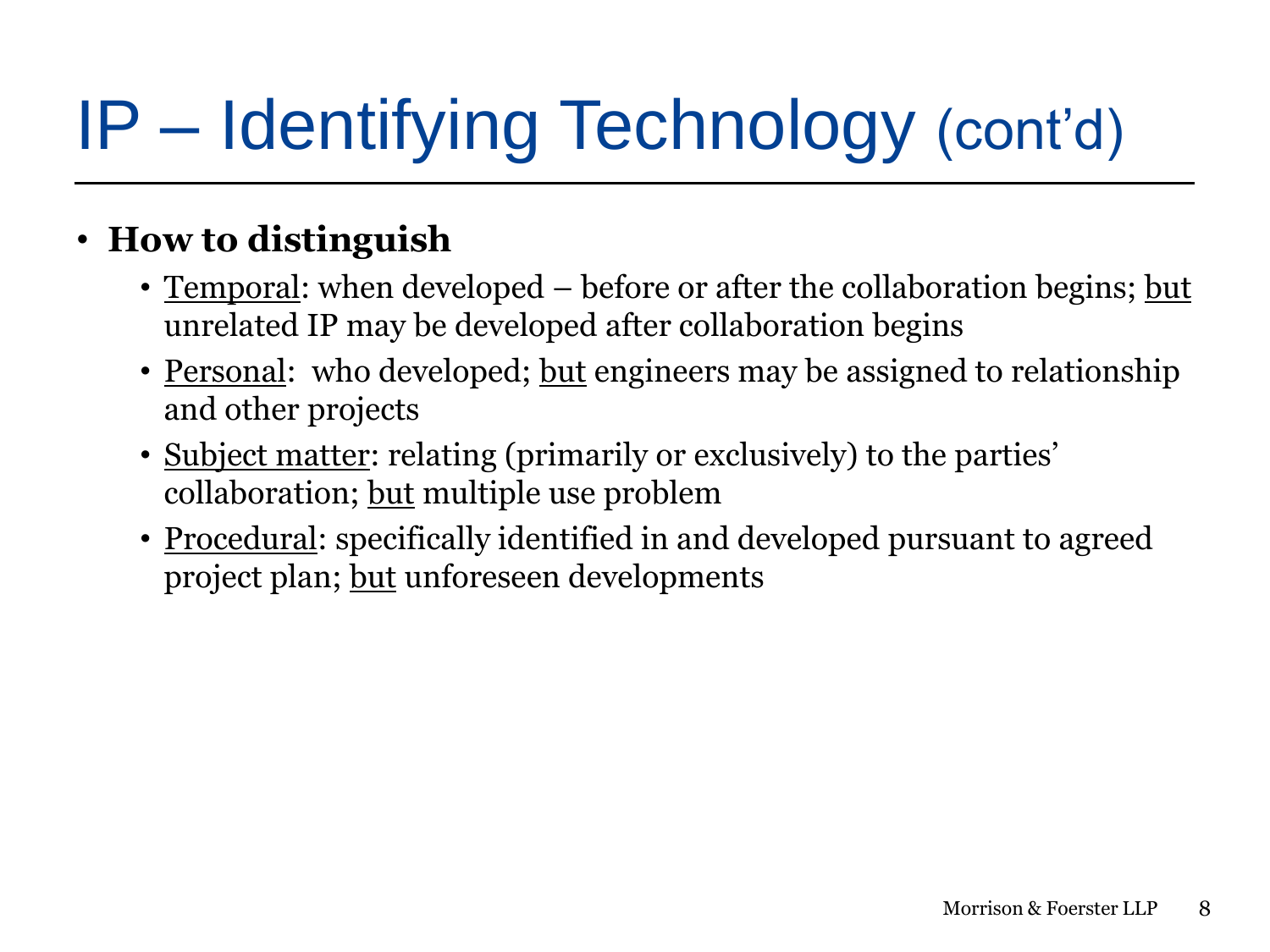# IP – Identifying Technology (cont'd)

- **How to distinguish**
  - Temporal: when developed – before or after the collaboration begins; but unrelated IP may be developed after collaboration begins
  - Personal: who developed; but engineers may be assigned to relationship and other projects
  - Subject matter: relating (primarily or exclusively) to the parties' collaboration; but multiple use problem
  - Procedural: specifically identified in and developed pursuant to agreed project plan; but unforeseen developments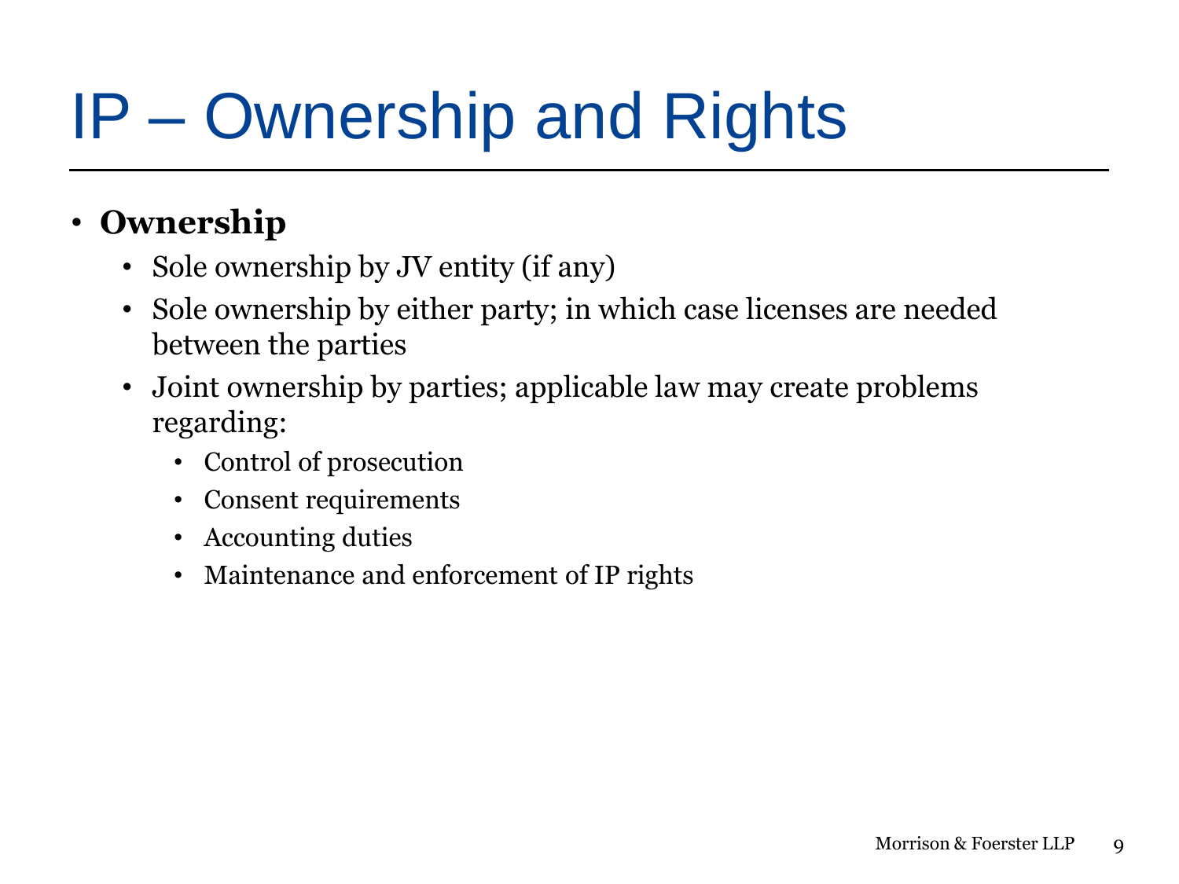# IP – Ownership and Rights

- **Ownership**
  - Sole ownership by JV entity (if any)
  - Sole ownership by either party; in which case licenses are needed between the parties
  - Joint ownership by parties; applicable law may create problems regarding:
    - Control of prosecution
    - Consent requirements
    - Accounting duties
    - Maintenance and enforcement of IP rights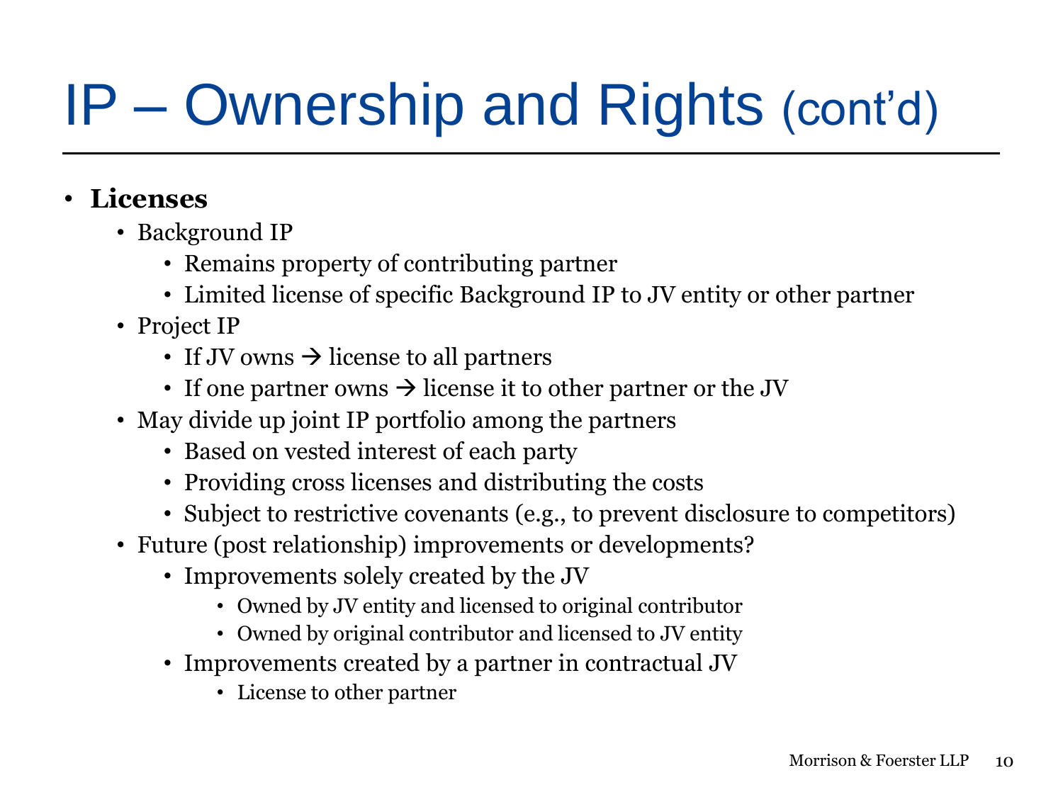# IP – Ownership and Rights (cont'd)

- **Licenses**
  - Background IP
    - Remains property of contributing partner
    - Limited license of specific Background IP to JV entity or other partner
  - Project IP
    - If JV owns → license to all partners
    - If one partner owns → license it to other partner or the JV
  - May divide up joint IP portfolio among the partners
    - Based on vested interest of each party
    - Providing cross licenses and distributing the costs
    - Subject to restrictive covenants (e.g., to prevent disclosure to competitors)
  - Future (post relationship) improvements or developments?
    - Improvements solely created by the JV
      - Owned by JV entity and licensed to original contributor
      - Owned by original contributor and licensed to JV entity
    - Improvements created by a partner in contractual JV
      - License to other partner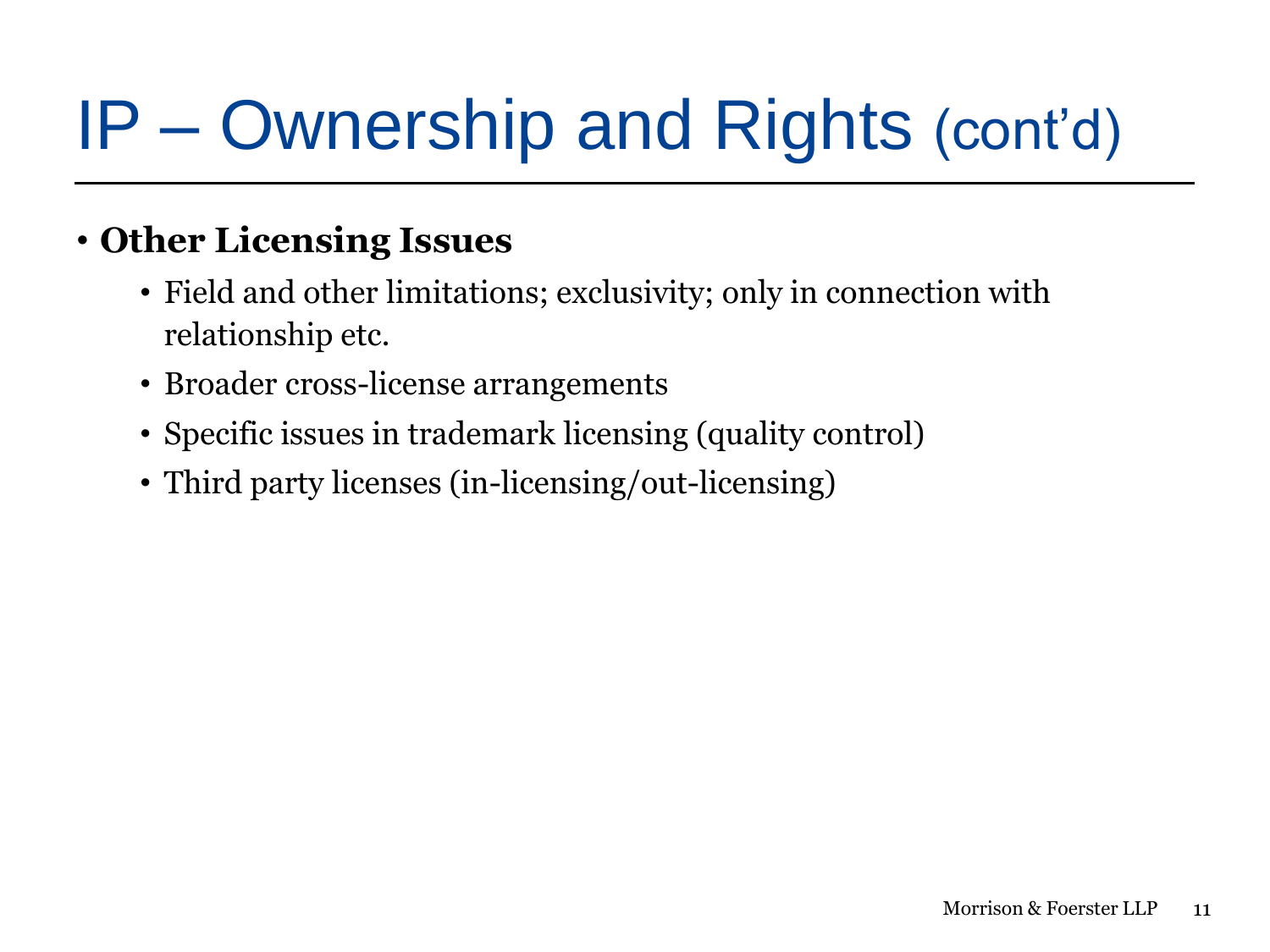# IP – Ownership and Rights (cont'd)

- **Other Licensing Issues**
  - Field and other limitations; exclusivity; only in connection with relationship etc.
  - Broader cross-license arrangements
  - Specific issues in trademark licensing (quality control)
  - Third party licenses (in-licensing/out-licensing)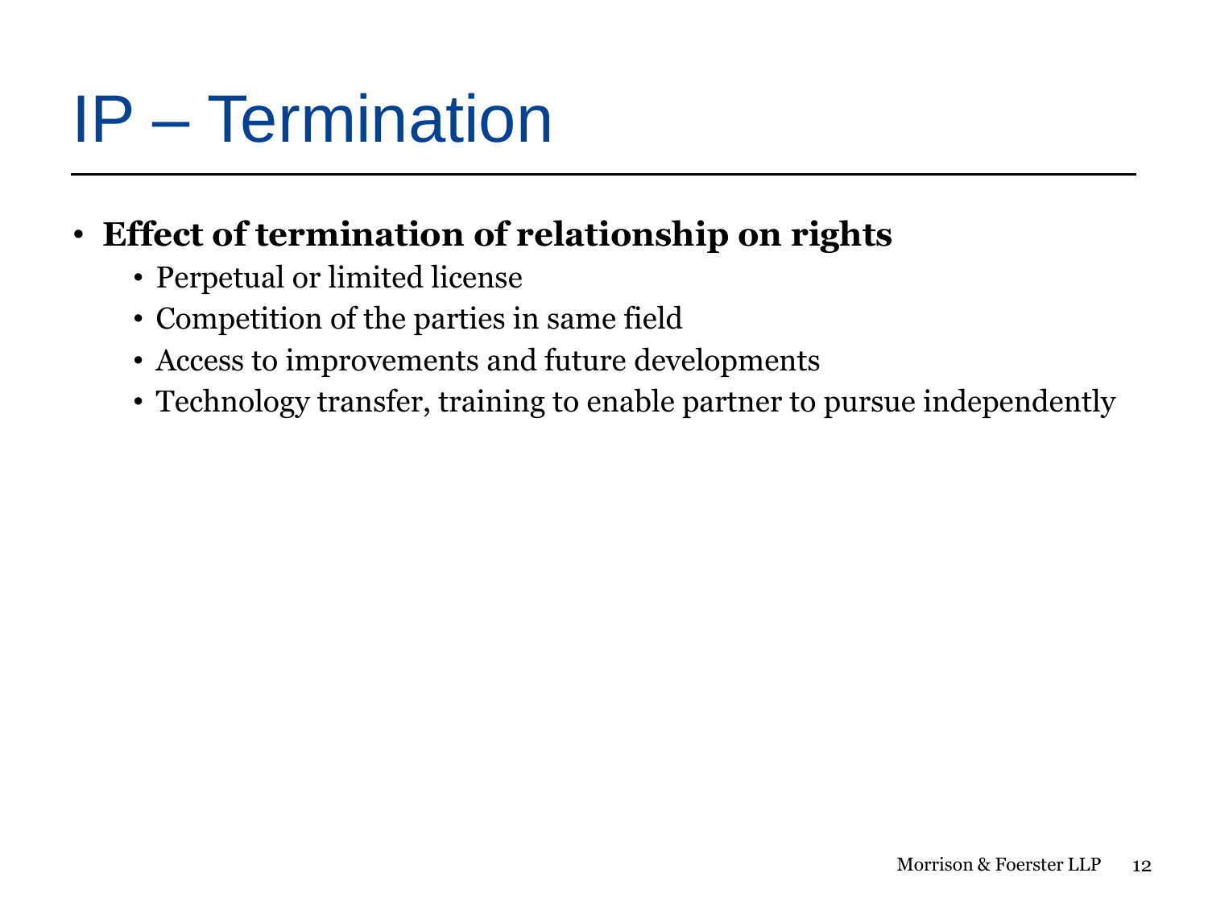# IP – Termination

- **Effect of termination of relationship on rights**
  - Perpetual or limited license
  - Competition of the parties in same field
  - Access to improvements and future developments
  - Technology transfer, training to enable partner to pursue independently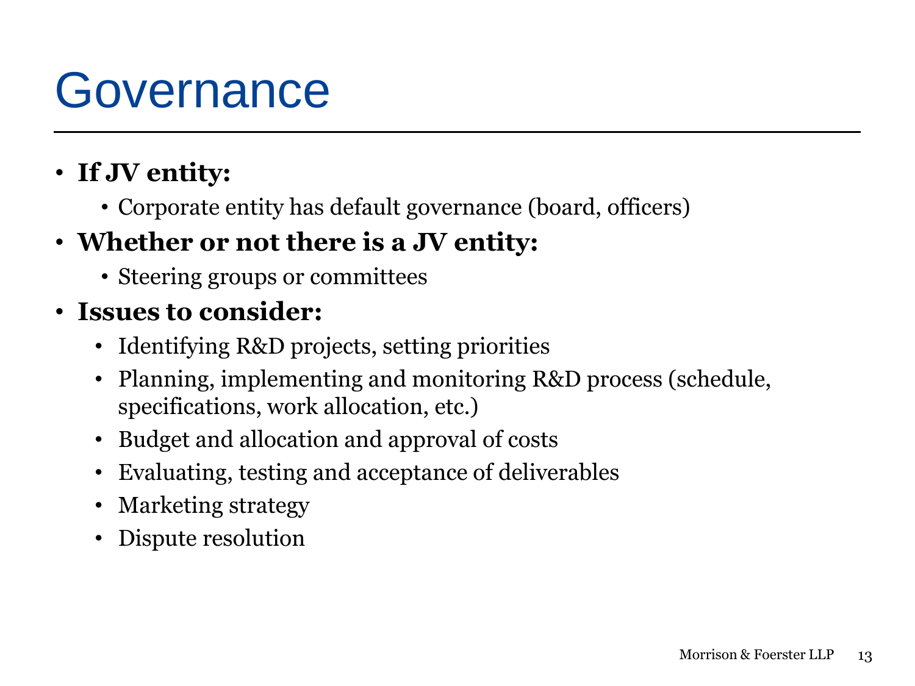# Governance

- **If JV entity:**
  - Corporate entity has default governance (board, officers)
- **Whether or not there is a JV entity:**
  - Steering groups or committees
- **Issues to consider:**
  - Identifying R&D projects, setting priorities
  - Planning, implementing and monitoring R&D process (schedule, specifications, work allocation, etc.)
  - Budget and allocation and approval of costs
  - Evaluating, testing and acceptance of deliverables
  - Marketing strategy
  - Dispute resolution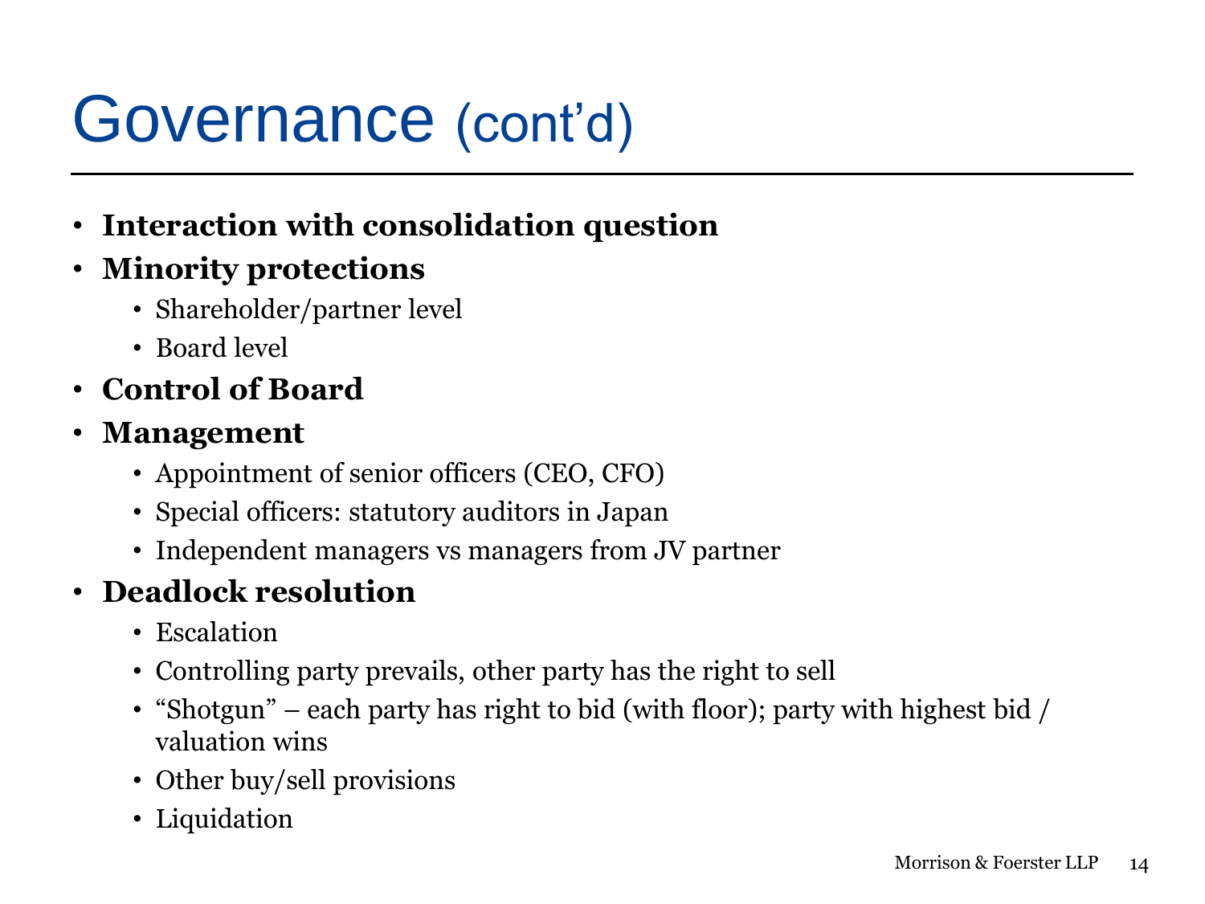# Governance (cont'd)

- **Interaction with consolidation question**
- **Minority protections**
  - Shareholder/partner level
  - Board level
- **Control of Board**
- **Management**
  - Appointment of senior officers (CEO, CFO)
  - Special officers: statutory auditors in Japan
  - Independent managers vs managers from JV partner
- **Deadlock resolution**
  - Escalation
  - Controlling party prevails, other party has the right to sell
  - "Shotgun" – each party has right to bid (with floor); party with highest bid / valuation wins
  - Other buy/sell provisions
  - Liquidation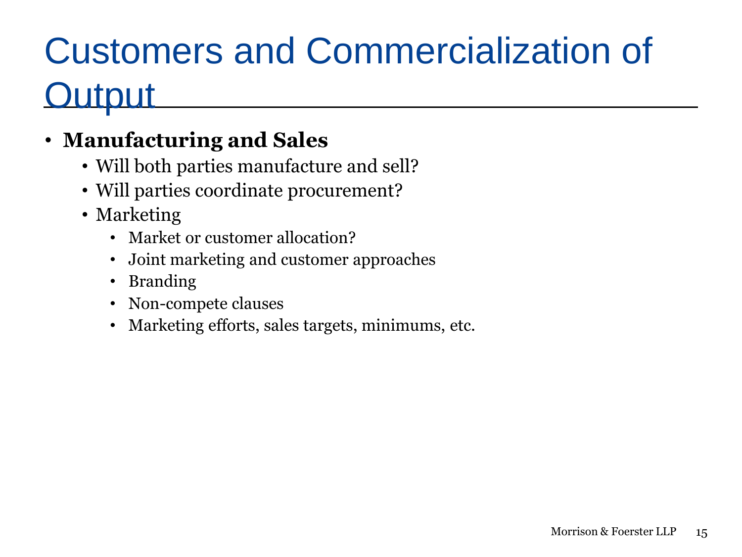# Customers and Commercialization of Output

- **Manufacturing and Sales**
  - Will both parties manufacture and sell?
  - Will parties coordinate procurement?
  - Marketing
    - Market or customer allocation?
    - Joint marketing and customer approaches
    - Branding
    - Non-compete clauses
    - Marketing efforts, sales targets, minimums, etc.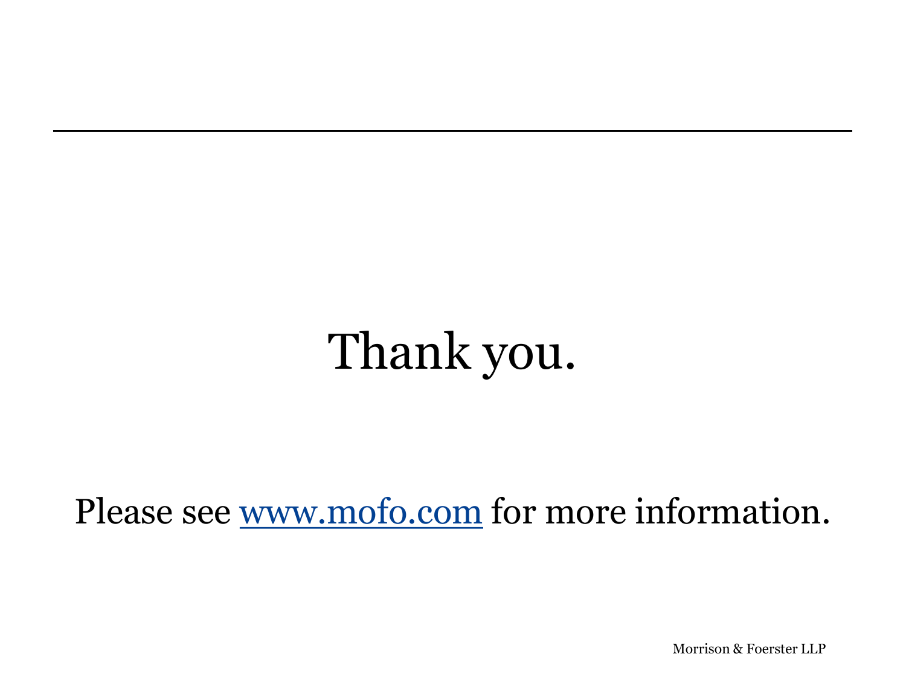# Thank you.

Please see [www.mofo.com](http://www.mofo.com) for more information.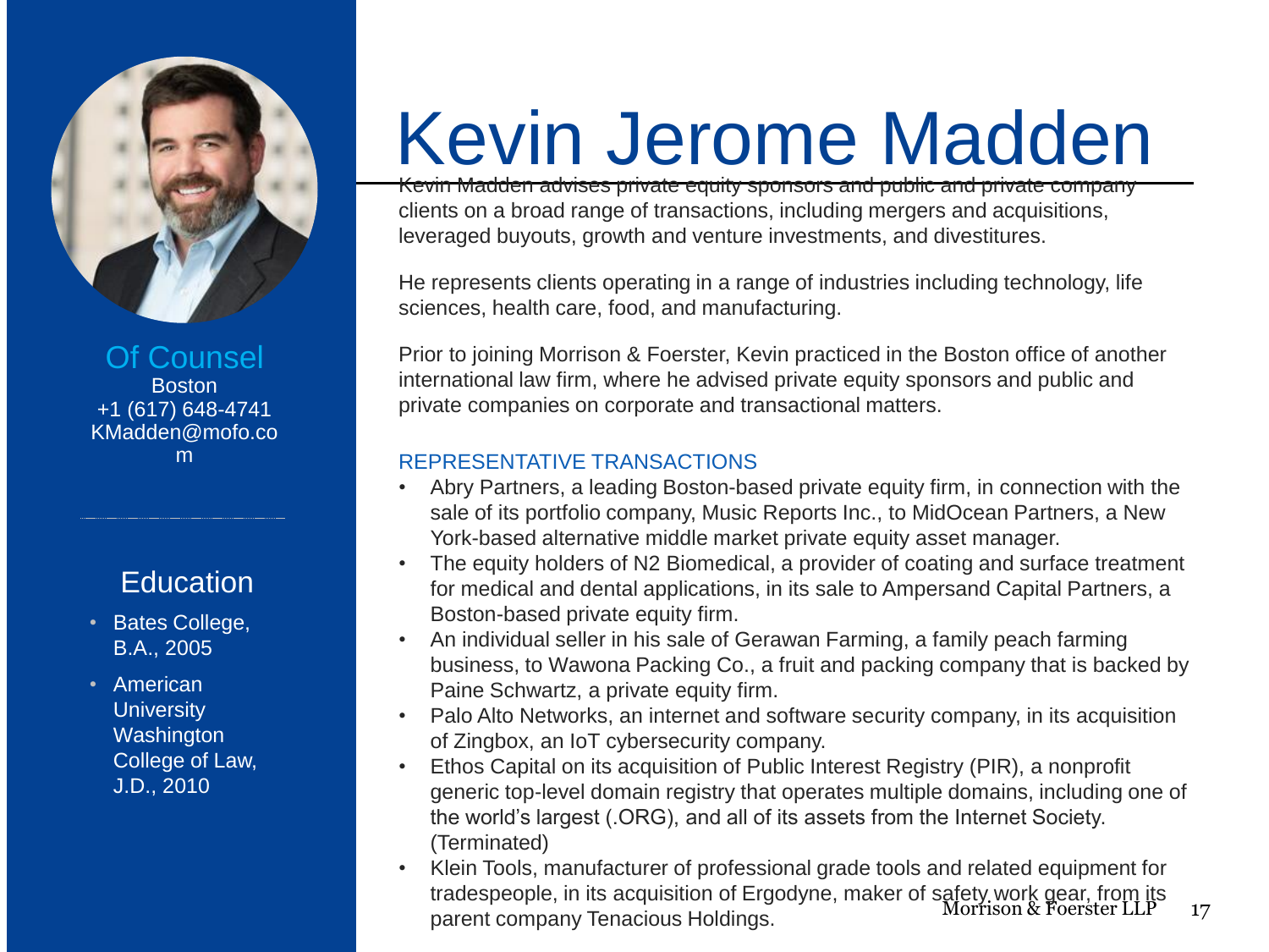# Kevin Jerome Madden

Of Counsel
Boston
+1 (617) 648-4741
KMadden@mofo.com

## Education

- Bates College, B.A., 2005
- American University Washington College of Law, J.D., 2010

Kevin Madden advises private equity sponsors and public and private company clients on a broad range of transactions, including mergers and acquisitions, leveraged buyouts, growth and venture investments, and divestitures.

He represents clients operating in a range of industries including technology, life sciences, health care, food, and manufacturing.

Prior to joining Morrison & Foerster, Kevin practiced in the Boston office of another international law firm, where he advised private equity sponsors and public and private companies on corporate and transactional matters.

### REPRESENTATIVE TRANSACTIONS

- Abry Partners, a leading Boston-based private equity firm, in connection with the sale of its portfolio company, Music Reports Inc., to MidOcean Partners, a New York-based alternative middle market private equity asset manager.
- The equity holders of N2 Biomedical, a provider of coating and surface treatment for medical and dental applications, in its sale to Ampersand Capital Partners, a Boston-based private equity firm.
- An individual seller in his sale of Gerawan Farming, a family peach farming business, to Wawona Packing Co., a fruit and packing company that is backed by Paine Schwartz, a private equity firm.
- Palo Alto Networks, an internet and software security company, in its acquisition of Zingbox, an IoT cybersecurity company.
- Ethos Capital on its acquisition of Public Interest Registry (PIR), a nonprofit generic top-level domain registry that operates multiple domains, including one of the world's largest (.ORG), and all of its assets from the Internet Society. (Terminated)
- Klein Tools, manufacturer of professional grade tools and related equipment for tradespeople, in its acquisition of Ergodyne, maker of safety work gear, from its parent company Tenacious Holdings.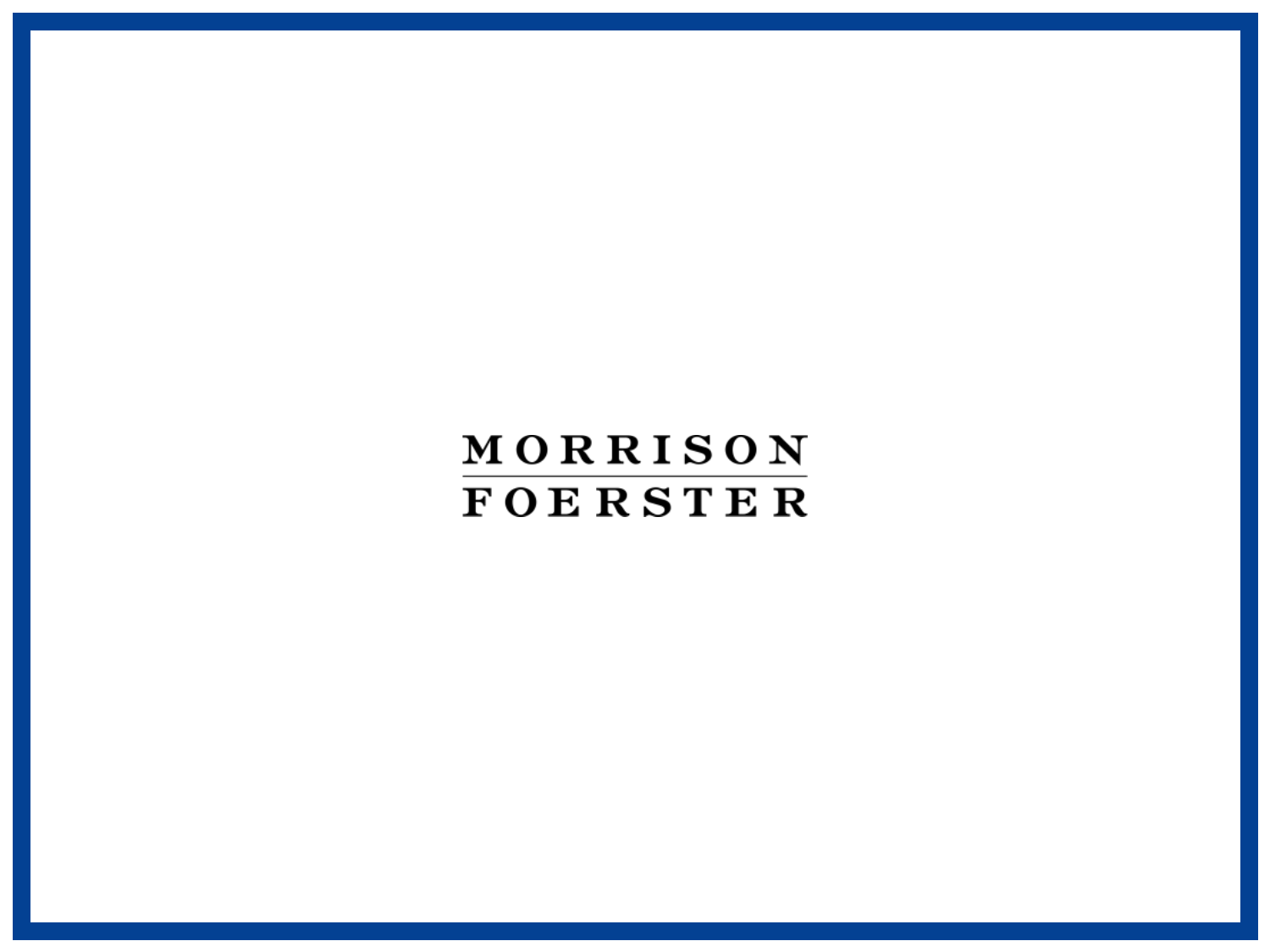MORRISON

FOERSTER